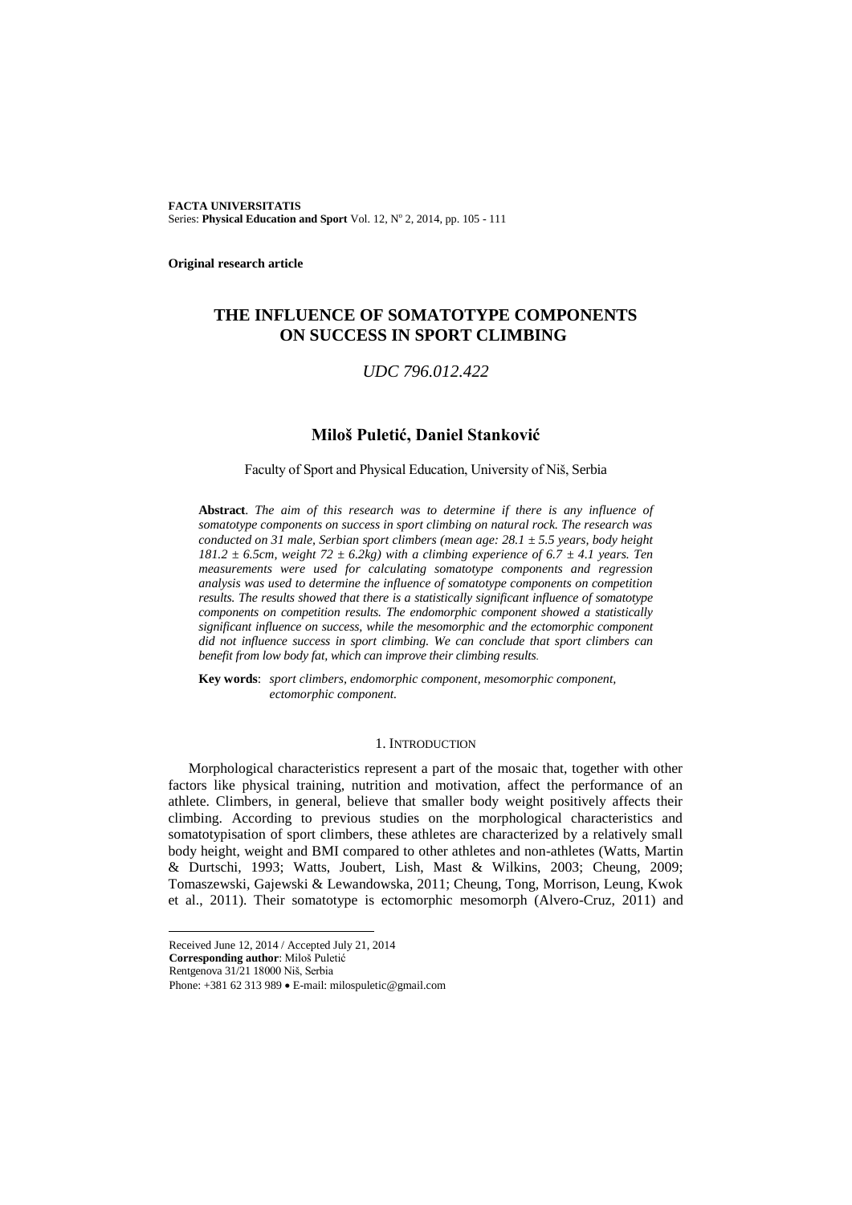**Original research article**

# THE INFLUENCE OF SOMATOTYPE COMPONENTS ON SUCCESS IN SPORT CLIMBING

*UDC 796.012.422*

## Miloš Puletić, Daniel Stanković

Faculty of Sport and Physical Education, University of Niš, Serbia

**Abstract**. *The aim of this research was to determine if there is any influence of somatotype components on success in sport climbing on natural rock. The research was conducted on 31 male, Serbian sport climbers (mean age: 28.1 ± 5.5 years, body height 181.2 ± 6.5cm, weight 72 ± 6.2kg) with a climbing experience of 6.7 ± 4.1 years. Ten measurements were used for calculating somatotype components and regression analysis was used to determine the influence of somatotype components on competition results. The results showed that there is a statistically significant influence of somatotype components on competition results. The endomorphic component showed a statistically significant influence on success, while the mesomorphic and the ectomorphic component did not influence success in sport climbing. We can conclude that sport climbers can benefit from low body fat, which can improve their climbing results.*

**Key words**: *sport climbers, endomorphic component, mesomorphic component, ectomorphic component.*

## 1. Introduction

Morphological characteristics represent a part of the mosaic that, together with other factors like physical training, nutrition and motivation, affect the performance of an athlete. Climbers, in general, believe that smaller body weight positively affects their climbing. According to previous studies on the morphological characteristics and somatotypisation of sport climbers, these athletes are characterized by a relatively small body height, weight and BMI compared to other athletes and non-athletes (Watts, Martin & Durtschi, 1993; Watts, Joubert, Lish, Mast & Wilkins, 2003; Cheung, 2009; Tomaszewski, Gajewski & Lewandowska, 2011; Cheung, Tong, Morrison, Leung, Kwok et al., 2011). Their somatotype is ectomorphic mesomorph (Alvero-Cruz, 2011) and

---

Received June 12, 2014 / Accepted July 21, 2014

**Corresponding author**: Miloš Puletić

Rentgenova 31/21 18000 Niš, Serbia

Phone: +381 62 313 989 • E-mail: milospuletic@gmail.com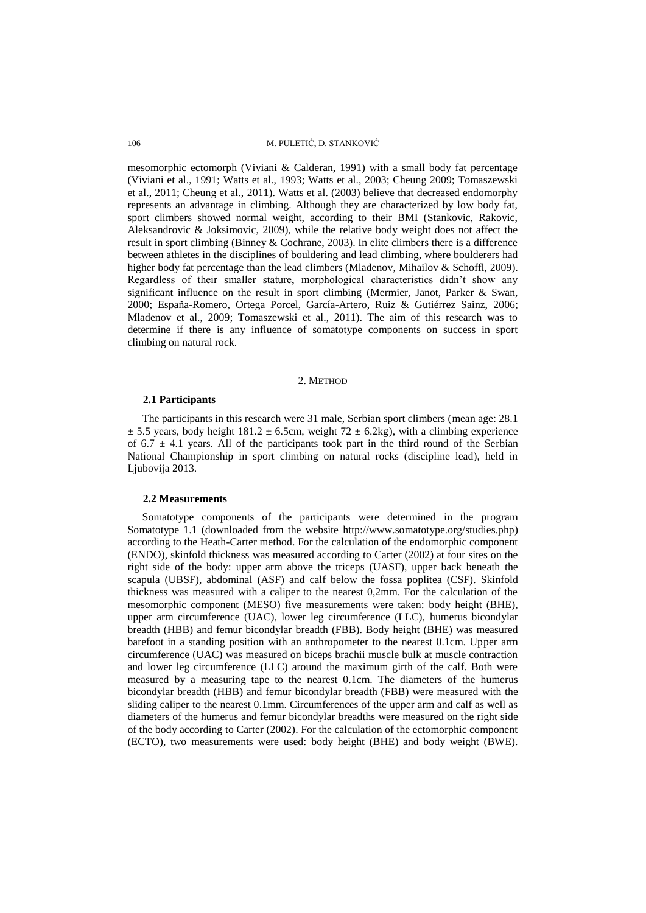mesomorphic ectomorph (Viviani & Calderan, 1991) with a small body fat percentage (Viviani et al., 1991; Watts et al., 1993; Watts et al., 2003; Cheung 2009; Tomaszewski et al., 2011; Cheung et al., 2011). Watts et al. (2003) believe that decreased endomorphy represents an advantage in climbing. Although they are characterized by low body fat, sport climbers showed normal weight, according to their BMI (Stankovic, Rakovic, Aleksandrovic & Joksimovic, 2009), while the relative body weight does not affect the result in sport climbing (Binney & Cochrane, 2003). In elite climbers there is a difference between athletes in the disciplines of bouldering and lead climbing, where boulderers had higher body fat percentage than the lead climbers (Mladenov, Mihailov & Schoffl, 2009). Regardless of their smaller stature, morphological characteristics didn't show any significant influence on the result in sport climbing (Mermier, Janot, Parker & Swan, 2000; España-Romero, Ortega Porcel, García-Artero, Ruiz & Gutiérrez Sainz, 2006; Mladenov et al., 2009; Tomaszewski et al., 2011). The aim of this research was to determine if there is any influence of somatotype components on success in sport climbing on natural rock.

## 2. METHOD

### 2.1 Participants

The participants in this research were 31 male, Serbian sport climbers (mean age: 28.1 $\pm$ 5.5 years, body height 181.2 $\pm$ 6.5cm, weight 72 $\pm$ 6.2kg), with a climbing experience of 6.7 $\pm$ 4.1 years. All of the participants took part in the third round of the Serbian National Championship in sport climbing on natural rocks (discipline lead), held in Ljubovija 2013.

### 2.2 Measurements

Somatotype components of the participants were determined in the program Somatotype 1.1 (downloaded from the website http://www.somatotype.org/studies.php) according to the Heath-Carter method. For the calculation of the endomorphic component (ENDO), skinfold thickness was measured according to Carter (2002) at four sites on the right side of the body: upper arm above the triceps (UASF), upper back beneath the scapula (UBSF), abdominal (ASF) and calf below the fossa poplitea (CSF). Skinfold thickness was measured with a caliper to the nearest 0,2mm. For the calculation of the mesomorphic component (MESO) five measurements were taken: body height (BHE), upper arm circumference (UAC), lower leg circumference (LLC), humerus bicondylar breadth (HBB) and femur bicondylar breadth (FBB). Body height (BHE) was measured barefoot in a standing position with an anthropometer to the nearest 0.1cm. Upper arm circumference (UAC) was measured on biceps brachii muscle bulk at muscle contraction and lower leg circumference (LLC) around the maximum girth of the calf. Both were measured by a measuring tape to the nearest 0.1cm. The diameters of the humerus bicondylar breadth (HBB) and femur bicondylar breadth (FBB) were measured with the sliding caliper to the nearest 0.1mm. Circumferences of the upper arm and calf as well as diameters of the humerus and femur bicondylar breadths were measured on the right side of the body according to Carter (2002). For the calculation of the ectomorphic component (ECTO), two measurements were used: body height (BHE) and body weight (BWE).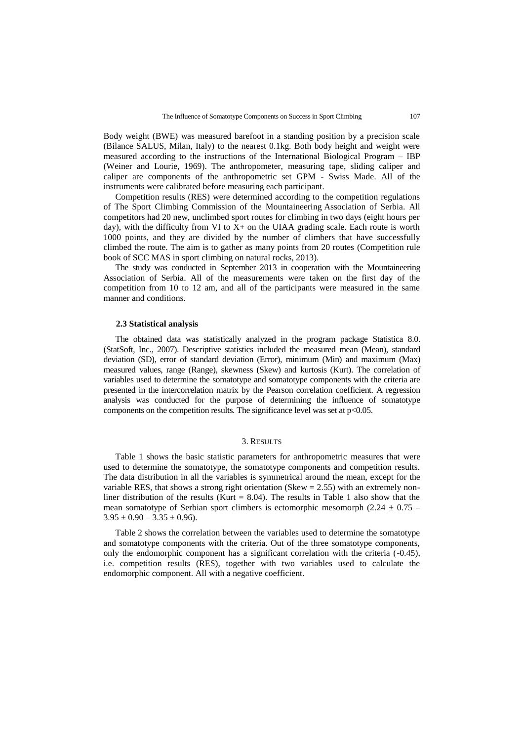Body weight (BWE) was measured barefoot in a standing position by a precision scale (Bilance SALUS, Milan, Italy) to the nearest 0.1kg. Both body height and weight were measured according to the instructions of the International Biological Program – IBP (Weiner and Lourie, 1969). The anthropometer, measuring tape, sliding caliper and caliper are components of the anthropometric set GPM - Swiss Made. All of the instruments were calibrated before measuring each participant.

Competition results (RES) were determined according to the competition regulations of The Sport Climbing Commission of the Mountaineering Association of Serbia. All competitors had 20 new, unclimbed sport routes for climbing in two days (eight hours per day), with the difficulty from VI to X+ on the UIAA grading scale. Each route is worth 1000 points, and they are divided by the number of climbers that have successfully climbed the route. The aim is to gather as many points from 20 routes (Competition rule book of SCC MAS in sport climbing on natural rocks, 2013).

The study was conducted in September 2013 in cooperation with the Mountaineering Association of Serbia. All of the measurements were taken on the first day of the competition from 10 to 12 am, and all of the participants were measured in the same manner and conditions.

### 2.3 Statistical analysis

The obtained data was statistically analyzed in the program package Statistica 8.0. (StatSoft, Inc., 2007). Descriptive statistics included the measured mean (Mean), standard deviation (SD), error of standard deviation (Error), minimum (Min) and maximum (Max) measured values, range (Range), skewness (Skew) and kurtosis (Kurt). The correlation of variables used to determine the somatotype and somatotype components with the criteria are presented in the intercorrelation matrix by the Pearson correlation coefficient. A regression analysis was conducted for the purpose of determining the influence of somatotype components on the competition results. The significance level was set at $p<0.05$.

## 3. Results

Table 1 shows the basic statistic parameters for anthropometric measures that were used to determine the somatotype, the somatotype components and competition results. The data distribution in all the variables is symmetrical around the mean, except for the variable RES, that shows a strong right orientation (Skew = 2.55) with an extremely non-liner distribution of the results (Kurt = 8.04). The results in Table 1 also show that the mean somatotype of Serbian sport climbers is ectomorphic mesomorph ($2.24 \pm 0.75$ – $3.95 \pm 0.90$ – $3.35 \pm 0.96$).

Table 2 shows the correlation between the variables used to determine the somatotype and somatotype components with the criteria. Out of the three somatotype components, only the endomorphic component has a significant correlation with the criteria (-0.45), i.e. competition results (RES), together with two variables used to calculate the endomorphic component. All with a negative coefficient.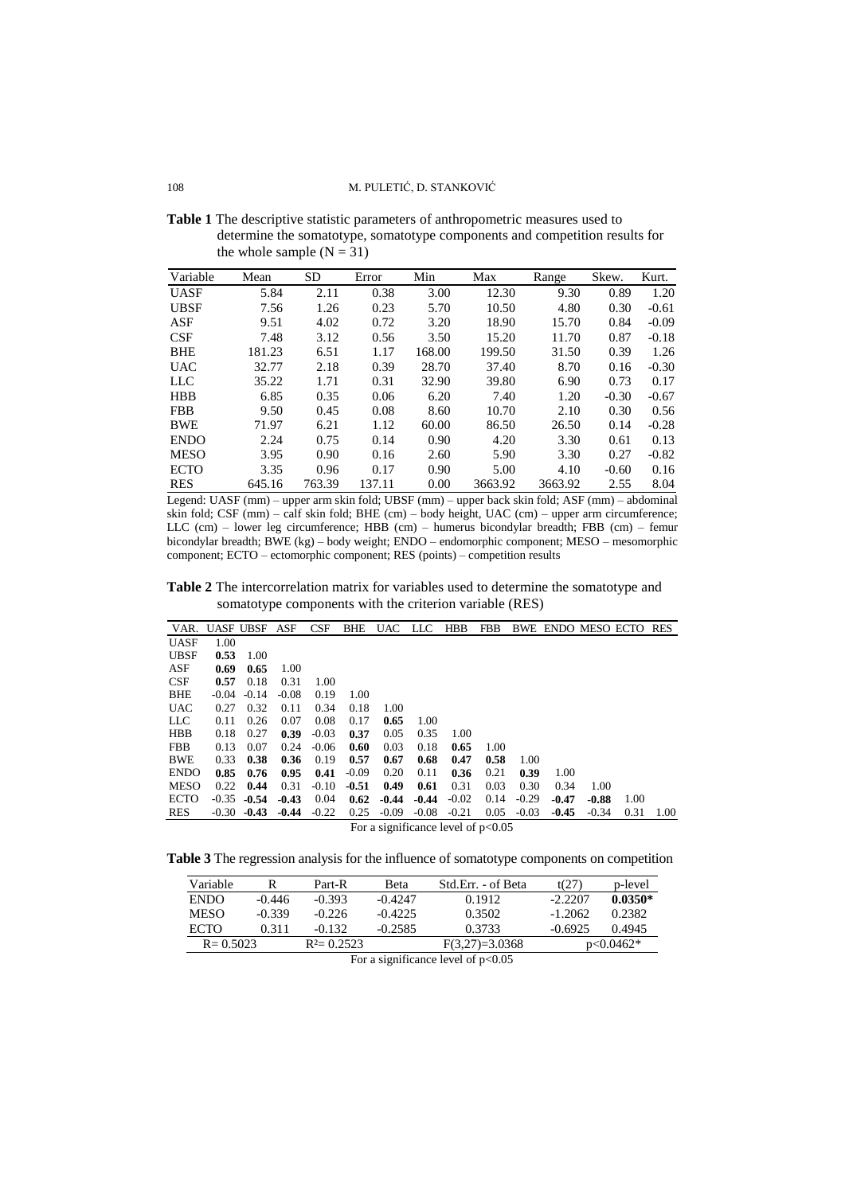**Table 1** The descriptive statistic parameters of anthropometric measures used to determine the somatotype, somatotype components and competition results for the whole sample (N = 31)

| Variable | Mean | SD | Error | Min | Max | Range | Skew. | Kurt. |
|---|---|---|---|---|---|---|---|---|
| UASF | 5.84 | 2.11 | 0.38 | 3.00 | 12.30 | 9.30 | 0.89 | 1.20 |
| UBSF | 7.56 | 1.26 | 0.23 | 5.70 | 10.50 | 4.80 | 0.30 | -0.61 |
| ASF | 9.51 | 4.02 | 0.72 | 3.20 | 18.90 | 15.70 | 0.84 | -0.09 |
| CSF | 7.48 | 3.12 | 0.56 | 3.50 | 15.20 | 11.70 | 0.87 | -0.18 |
| BHE | 181.23 | 6.51 | 1.17 | 168.00 | 199.50 | 31.50 | 0.39 | 1.26 |
| UAC | 32.77 | 2.18 | 0.39 | 28.70 | 37.40 | 8.70 | 0.16 | -0.30 |
| LLC | 35.22 | 1.71 | 0.31 | 32.90 | 39.80 | 6.90 | 0.73 | 0.17 |
| HBB | 6.85 | 0.35 | 0.06 | 6.20 | 7.40 | 1.20 | -0.30 | -0.67 |
| FBB | 9.50 | 0.45 | 0.08 | 8.60 | 10.70 | 2.10 | 0.30 | 0.56 |
| BWE | 71.97 | 6.21 | 1.12 | 60.00 | 86.50 | 26.50 | 0.14 | -0.28 |
| ENDO | 2.24 | 0.75 | 0.14 | 0.90 | 4.20 | 3.30 | 0.61 | 0.13 |
| MESO | 3.95 | 0.90 | 0.16 | 2.60 | 5.90 | 3.30 | 0.27 | -0.82 |
| ECTO | 3.35 | 0.96 | 0.17 | 0.90 | 5.00 | 4.10 | -0.60 | 0.16 |
| RES | 645.16 | 763.39 | 137.11 | 0.00 | 3663.92 | 3663.92 | 2.55 | 8.04 |

Legend: UASF (mm) – upper arm skin fold; UBSF (mm) – upper back skin fold; ASF (mm) – abdominal skin fold; CSF (mm) – calf skin fold; BHE (cm) – body height, UAC (cm) – upper arm circumference; LLC (cm) – lower leg circumference; HBB (cm) – humerus bicondylar breadth; FBB (cm) – femur bicondylar breadth; BWE (kg) – body weight; ENDO – endomorphic component; MESO – mesomorphic component; ECTO – ectomorphic component; RES (points) – competition results

**Table 2** The intercorrelation matrix for variables used to determine the somatotype and somatotype components with the criterion variable (RES)

| VAR. | UASF | UBSF | ASF | CSF | BHE | UAC | LLC | HBB | FBB | BWE | ENDO | MESO | ECTO | RES |
|---|---|---|---|---|---|---|---|---|---|---|---|---|---|---|
| UASF | 1.00 | | | | | | | | | | | | | |
| UBSF | **0.53** | 1.00 | | | | | | | | | | | | |
| ASF | **0.69** | **0.65** | 1.00 | | | | | | | | | | | |
| CSF | **0.57** | 0.18 | 0.31 | 1.00 | | | | | | | | | | |
| BHE | -0.04 | -0.14 | -0.08 | 0.19 | 1.00 | | | | | | | | | |
| UAC | 0.27 | 0.32 | 0.11 | 0.34 | 0.18 | 1.00 | | | | | | | | |
| LLC | 0.11 | 0.26 | 0.07 | 0.08 | 0.17 | **0.65** | 1.00 | | | | | | | |
| HBB | 0.18 | 0.27 | **0.39** | -0.03 | **0.37** | 0.05 | 0.35 | 1.00 | | | | | | |
| FBB | 0.13 | 0.07 | 0.24 | -0.06 | **0.60** | 0.03 | 0.18 | **0.65** | 1.00 | | | | | |
| BWE | 0.33 | **0.38** | **0.36** | 0.19 | **0.57** | **0.67** | **0.68** | **0.47** | **0.58** | 1.00 | | | | |
| ENDO | **0.85** | **0.76** | **0.95** | **0.41** | -0.09 | 0.20 | 0.11 | **0.36** | 0.21 | **0.39** | 1.00 | | | |
| MESO | 0.22 | **0.44** | 0.31 | -0.10 | **-0.51** | **0.49** | **0.61** | 0.31 | 0.03 | 0.30 | 0.34 | 1.00 | | |
| ECTO | -0.35 | **-0.54** | **-0.43** | 0.04 | **0.62** | **-0.44** | **-0.44** | -0.02 | 0.14 | -0.29 | **-0.47** | **-0.88** | 1.00 | |
| RES | -0.30 | **-0.43** | **-0.44** | -0.22 | 0.25 | -0.09 | -0.08 | -0.21 | 0.05 | -0.03 | **-0.45** | -0.34 | 0.31 | 1.00 |

For a significance level of $p<0.05$

**Table 3** The regression analysis for the influence of somatotype components on competition

| Variable | R | Part-R | Beta | Std.Err. - of Beta | t(27) | p-level |
|---|---|---|---|---|---|---|
| ENDO | -0.446 | -0.393 | -0.4247 | 0.1912 | -2.2207 | **0.0350*** |
| MESO | -0.339 | -0.226 | -0.4225 | 0.3502 | -1.2062 | 0.2382 |
| ECTO | 0.311 | -0.132 | -0.2585 | 0.3733 | -0.6925 | 0.4945 |
| R= 0.5023 | | $R^2$= 0.2523 | | $F(3,27)=3.0368$ | | $p<0.0462$* |

For a significance level of $p<0.05$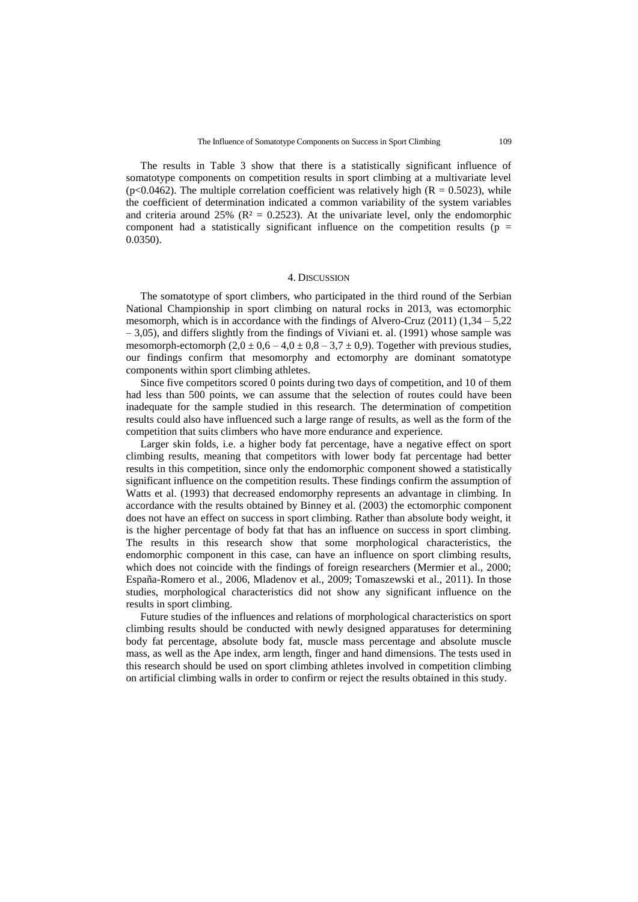The results in Table 3 show that there is a statistically significant influence of somatotype components on competition results in sport climbing at a multivariate level ($p<0.0462$). The multiple correlation coefficient was relatively high ($R = 0.5023$), while the coefficient of determination indicated a common variability of the system variables and criteria around 25% ($R^2 = 0.2523$). At the univariate level, only the endomorphic component had a statistically significant influence on the competition results ($p = 0.0350$).

## 4. Discussion

The somatotype of sport climbers, who participated in the third round of the Serbian National Championship in sport climbing on natural rocks in 2013, was ectomorphic mesomorph, which is in accordance with the findings of Alvero-Cruz (2011) (1,34 – 5,22 – 3,05), and differs slightly from the findings of Viviani et. al. (1991) whose sample was mesomorph-ectomorph ($2,0 \pm 0,6 - 4,0 \pm 0,8 - 3,7 \pm 0,9$). Together with previous studies, our findings confirm that mesomorphy and ectomorphy are dominant somatotype components within sport climbing athletes.

Since five competitors scored 0 points during two days of competition, and 10 of them had less than 500 points, we can assume that the selection of routes could have been inadequate for the sample studied in this research. The determination of competition results could also have influenced such a large range of results, as well as the form of the competition that suits climbers who have more endurance and experience.

Larger skin folds, i.e. a higher body fat percentage, have a negative effect on sport climbing results, meaning that competitors with lower body fat percentage had better results in this competition, since only the endomorphic component showed a statistically significant influence on the competition results. These findings confirm the assumption of Watts et al. (1993) that decreased endomorphy represents an advantage in climbing. In accordance with the results obtained by Binney et al. (2003) the ectomorphic component does not have an effect on success in sport climbing. Rather than absolute body weight, it is the higher percentage of body fat that has an influence on success in sport climbing. The results in this research show that some morphological characteristics, the endomorphic component in this case, can have an influence on sport climbing results, which does not coincide with the findings of foreign researchers (Mermier et al., 2000; España-Romero et al., 2006, Mladenov et al., 2009; Tomaszewski et al., 2011). In those studies, morphological characteristics did not show any significant influence on the results in sport climbing.

Future studies of the influences and relations of morphological characteristics on sport climbing results should be conducted with newly designed apparatuses for determining body fat percentage, absolute body fat, muscle mass percentage and absolute muscle mass, as well as the Ape index, arm length, finger and hand dimensions. The tests used in this research should be used on sport climbing athletes involved in competition climbing on artificial climbing walls in order to confirm or reject the results obtained in this study.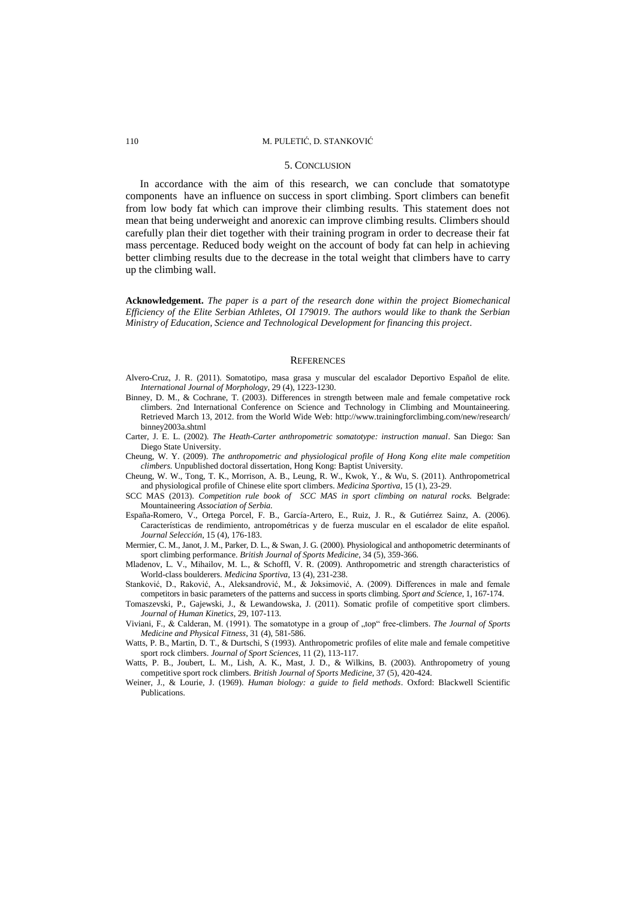## 5. CONCLUSION

In accordance with the aim of this research, we can conclude that somatotype components have an influence on success in sport climbing. Sport climbers can benefit from low body fat which can improve their climbing results. This statement does not mean that being underweight and anorexic can improve climbing results. Climbers should carefully plan their diet together with their training program in order to decrease their fat mass percentage. Reduced body weight on the account of body fat can help in achieving better climbing results due to the decrease in the total weight that climbers have to carry up the climbing wall.

**Acknowledgement.** *The paper is a part of the research done within the project Biomechanical Efficiency of the Elite Serbian Athletes, OI 179019. The authors would like to thank the Serbian Ministry of Education, Science and Technological Development for financing this project.*

## REFERENCES

Alvero-Cruz, J. R. (2011). Somatotipo, masa grasa y muscular del escalador Deportivo Español de elite. *International Journal of Morphology*, 29 (4), 1223-1230.

Binney, D. M., & Cochrane, T. (2003). Differences in strength between male and female competative rock climbers. 2nd International Conference on Science and Technology in Climbing and Mountaineering. Retrieved March 13, 2012. from the World Wide Web: http://www.trainingforclimbing.com/new/research/binney2003a.shtml

Carter, J. E. L. (2002). *The Heath-Carter anthropometric somatotype: instruction manual*. San Diego: San Diego State University.

Cheung, W. Y. (2009). *The anthropometric and physiological profile of Hong Kong elite male competition climbers.* Unpublished doctoral dissertation, Hong Kong: Baptist University.

Cheung, W. W., Tong, T. K., Morrison, A. B., Leung, R. W., Kwok, Y., & Wu, S. (2011). Anthropometrical and physiological profile of Chinese elite sport climbers. *Medicina Sportiva*, 15 (1), 23-29.

SCC MAS (2013). *Competition rule book of SCC MAS in sport climbing on natural rocks.* Belgrade: Mountaineering *Association of Serbia.*

España-Romero, V., Ortega Porcel, F. B., García-Artero, E., Ruiz, J. R., & Gutiérrez Sainz, A. (2006). Características de rendimiento, antropométricas y de fuerza muscular en el escalador de elite español. *Journal Selección*, 15 (4), 176-183.

Mermier, C. M., Janot, J. M., Parker, D. L., & Swan, J. G. (2000). Physiological and anthopometric determinants of sport climbing performance. *British Journal of Sports Medicine*, 34 (5), 359-366.

Mladenov, L. V., Mihailov, M. L., & Schoffl, V. R. (2009). Anthropometric and strength characteristics of World-class boulderers. *Medicina Sportiva*, 13 (4), 231-238.

Stanković, D., Raković, A., Aleksandrović, M., & Joksimović, A. (2009). Differences in male and female competitors in basic parameters of the patterns and success in sports climbing. *Sport and Science*, 1, 167-174.

Tomaszevski, P., Gajewski, J., & Lewandowska, J. (2011). Somatic profile of competitive sport climbers. *Journal of Human Kinetics*, 29, 107-113.

Viviani, F., & Calderan, M. (1991). The somatotype in a group of „top" free-climbers. *The Journal of Sports Medicine and Physical Fitness*, 31 (4), 581-586.

Watts, P. B., Martin, D. T., & Durtschi, S (1993). Anthropometric profiles of elite male and female competitive sport rock climbers. *Journal of Sport Sciences*, 11 (2), 113-117.

Watts, P. B., Joubert, L. M., Lish, A. K., Mast, J. D., & Wilkins, B. (2003). Anthropometry of young competitive sport rock climbers. *British Journal of Sports Medicine*, 37 (5), 420-424.

Weiner, J., & Lourie, J. (1969). *Human biology: a guide to field methods*. Oxford: Blackwell Scientific Publications.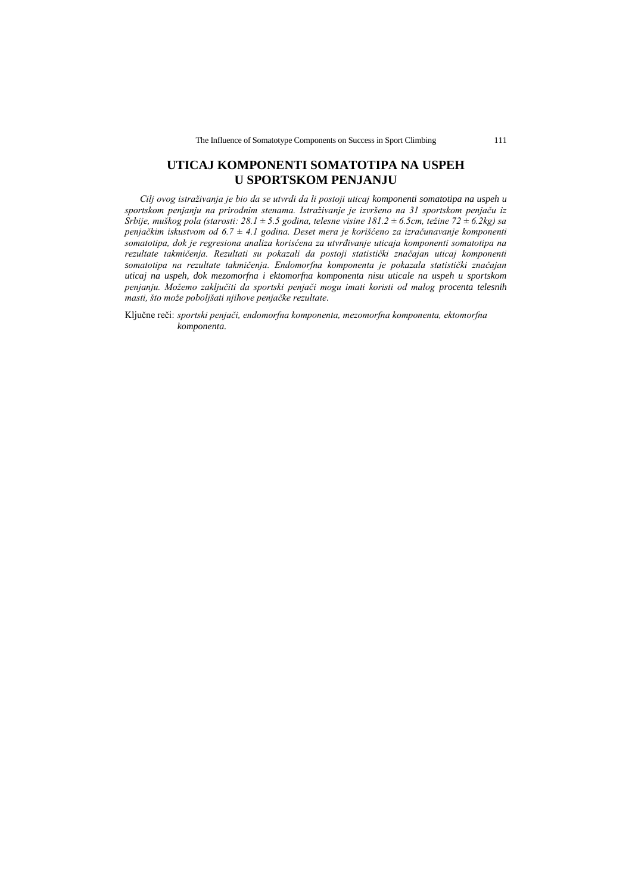# UTICAJ KOMPONENTI SOMATOTIPA NA USPEH U SPORTSKOM PENJANJU

*Cilj ovog istraživanja je bio da se utvrdi da li postoji uticaj komponenti somatotipa na uspeh u sportskom penjanju na prirodnim stenama. Istraživanje je izvršeno na 31 sportskom penjaču iz Srbije, muškog pola (starosti: 28.1 ± 5.5 godina, telesne visine 181.2 ± 6.5cm, težine 72 ± 6.2kg) sa penjačkim iskustvom od 6.7 ± 4.1 godina. Deset mera je korišćeno za izračunavanje komponenti somatotipa, dok je regresiona analiza koriscena za utvrđivanje uticaja komponenti somatotipa na rezultate takmičenja. Rezultati su pokazali da postoji statistički značajan uticaj komponenti somatotipa na rezultate takmičenja. Endomorfna komponenta je pokazala statistički značajan uticaj na uspeh, dok mezomorfna i ektomorfna komponenta nisu uticale na uspeh u sportskom penjanju. Možemo zaključiti da sportski penjači mogu imati koristi od malog procenta telesnih masti, što može poboljšati njihove penjačke rezultate.*

Ključne reči: *sportski penjači, endomorfna komponenta, mezomorfna komponenta, ektomorfna komponenta.*